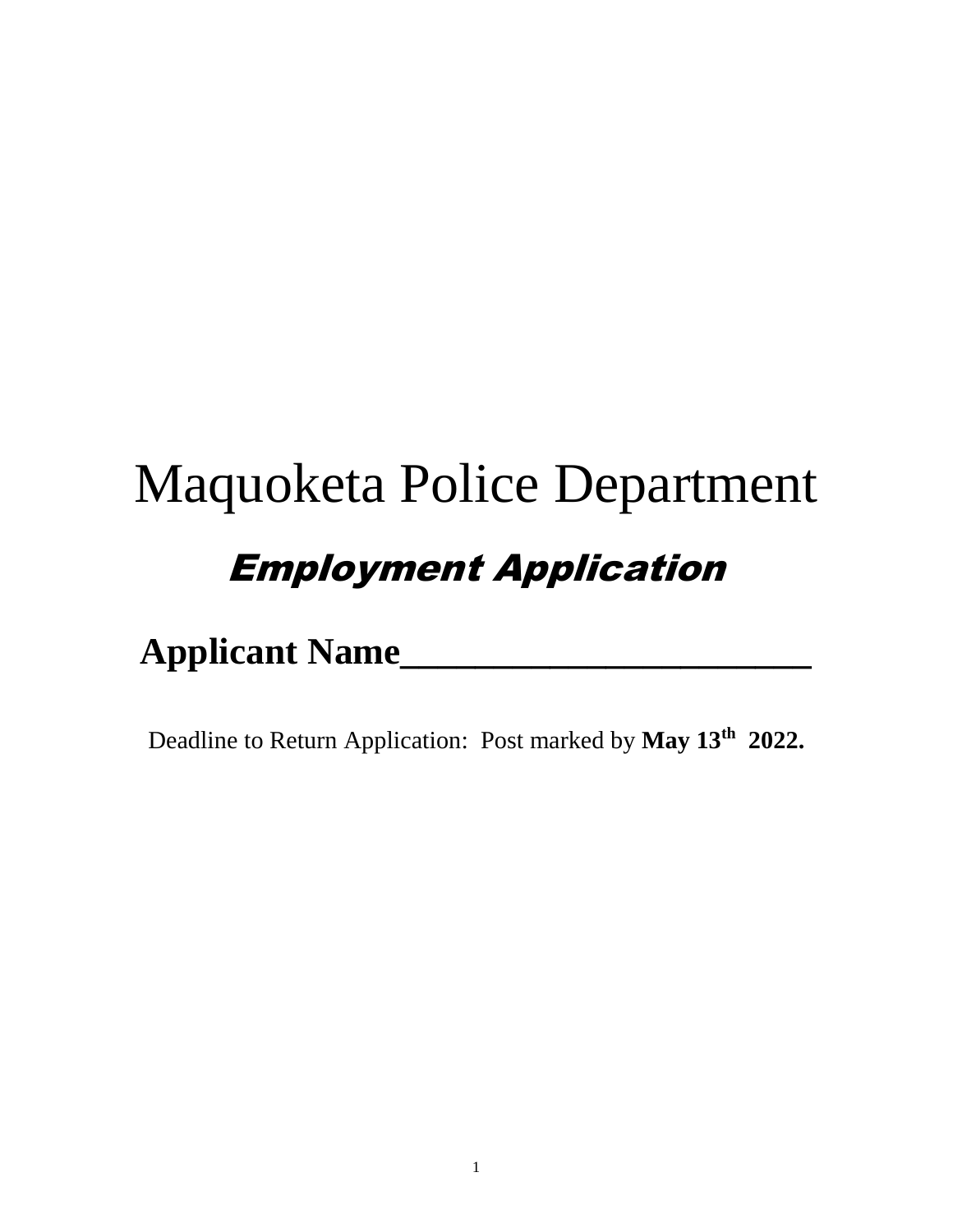# Maquoketa Police Department

## *Employment Application*

**Applicant Name______________________**

Deadline to Return Application: Post marked by **May 13th 2022.**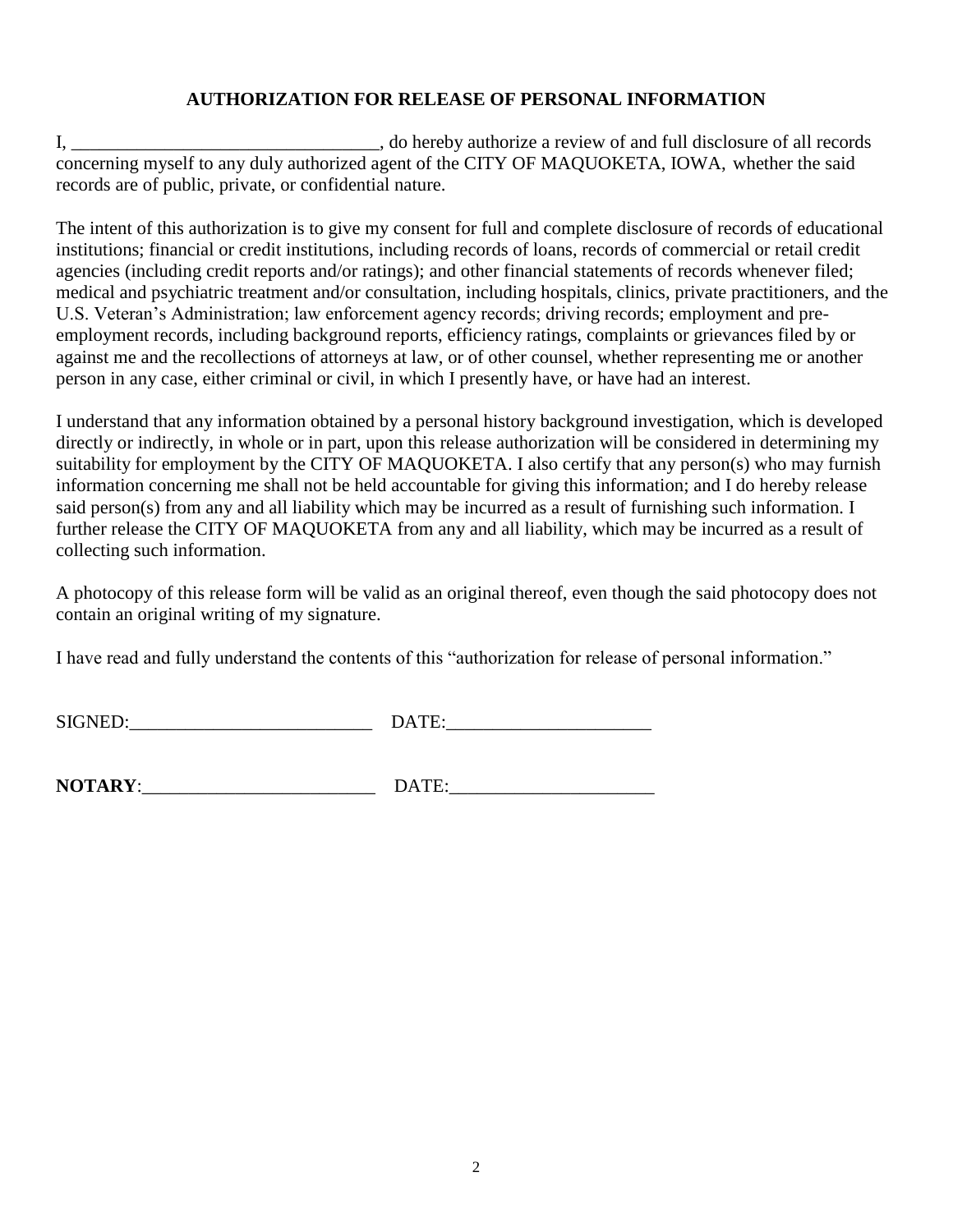**AUTHORIZATION FOR RELEASE OF PERSONAL INFORMATION**

I, ________________________________, do hereby authorize a review of and full disclosure of all records concerning myself to any duly authorized agent of the CITY OF MAQUOKETA, IOWA, whether the said records are of public, private, or confidential nature.

The intent of this authorization is to give my consent for full and complete disclosure of records of educational institutions; financial or credit institutions, including records of loans, records of commercial or retail credit agencies (including credit reports and/or ratings); and other financial statements of records whenever filed; medical and psychiatric treatment and/or consultation, including hospitals, clinics, private practitioners, and the U.S. Veteran's Administration; law enforcement agency records; driving records; employment and pre-employment records, including background reports, efficiency ratings, complaints or grievances filed by or against me and the recollections of attorneys at law, or of other counsel, whether representing me or another person in any case, either criminal or civil, in which I presently have, or have had an interest.

I understand that any information obtained by a personal history background investigation, which is developed directly or indirectly, in whole or in part, upon this release authorization will be considered in determining my suitability for employment by the CITY OF MAQUOKETA. I also certify that any person(s) who may furnish information concerning me shall not be held accountable for giving this information; and I do hereby release said person(s) from any and all liability which may be incurred as a result of furnishing such information. I further release the CITY OF MAQUOKETA from any and all liability, which may be incurred as a result of collecting such information.

A photocopy of this release form will be valid as an original thereof, even though the said photocopy does not contain an original writing of my signature.

I have read and fully understand the contents of this "authorization for release of personal information."

SIGNED:__________________________ DATE:_____________________

**NOTARY**:________________________ DATE:_____________________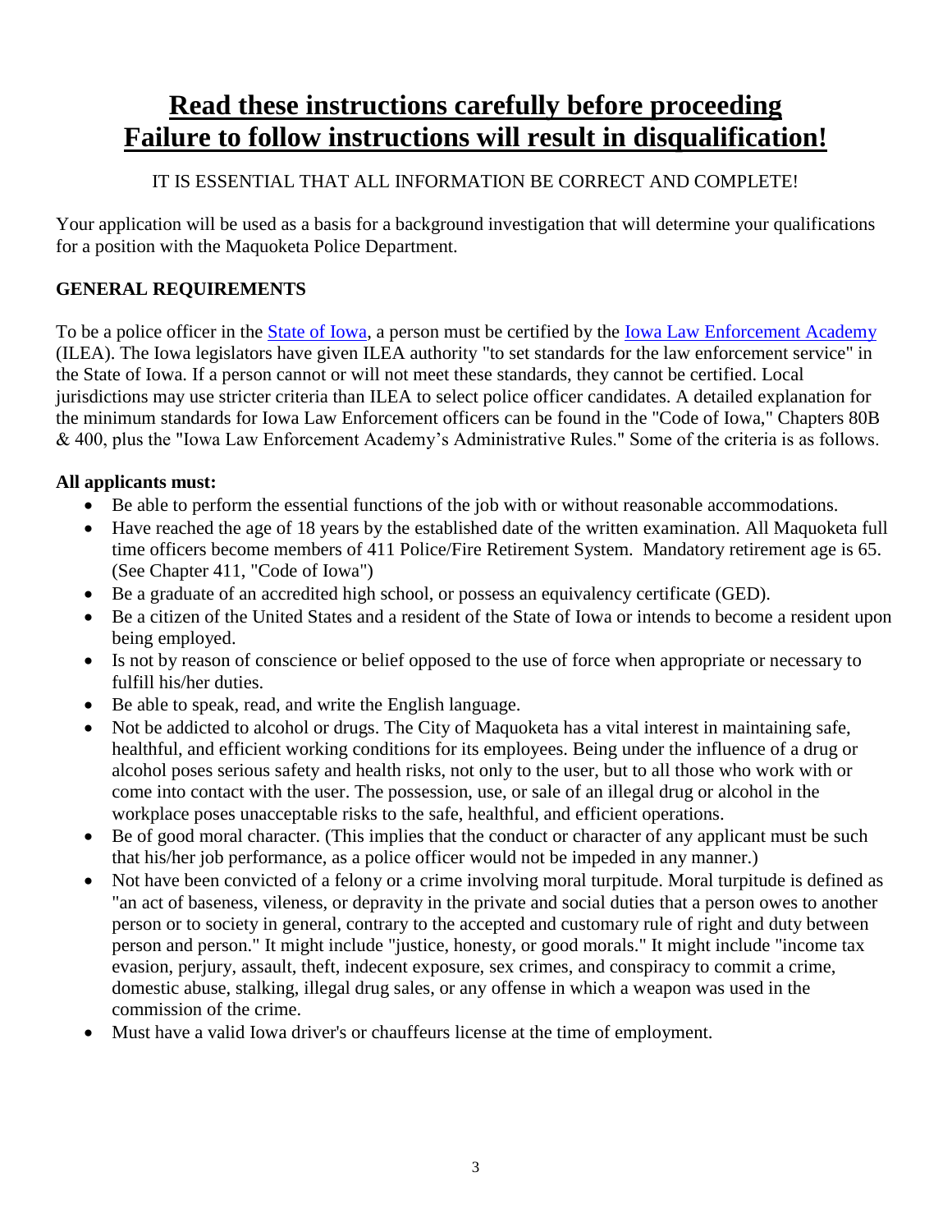# Read these instructions carefully before proceeding
# Failure to follow instructions will result in disqualification!

IT IS ESSENTIAL THAT ALL INFORMATION BE CORRECT AND COMPLETE!

Your application will be used as a basis for a background investigation that will determine your qualifications for a position with the Maquoketa Police Department.

**GENERAL REQUIREMENTS**

To be a police officer in the State of Iowa, a person must be certified by the Iowa Law Enforcement Academy (ILEA). The Iowa legislators have given ILEA authority "to set standards for the law enforcement service" in the State of Iowa. If a person cannot or will not meet these standards, they cannot be certified. Local jurisdictions may use stricter criteria than ILEA to select police officer candidates. A detailed explanation for the minimum standards for Iowa Law Enforcement officers can be found in the "Code of Iowa," Chapters 80B & 400, plus the "Iowa Law Enforcement Academy's Administrative Rules." Some of the criteria is as follows.

**All applicants must:**

- Be able to perform the essential functions of the job with or without reasonable accommodations.
- Have reached the age of 18 years by the established date of the written examination. All Maquoketa full time officers become members of 411 Police/Fire Retirement System. Mandatory retirement age is 65. (See Chapter 411, "Code of Iowa")
- Be a graduate of an accredited high school, or possess an equivalency certificate (GED).
- Be a citizen of the United States and a resident of the State of Iowa or intends to become a resident upon being employed.
- Is not by reason of conscience or belief opposed to the use of force when appropriate or necessary to fulfill his/her duties.
- Be able to speak, read, and write the English language.
- Not be addicted to alcohol or drugs. The City of Maquoketa has a vital interest in maintaining safe, healthful, and efficient working conditions for its employees. Being under the influence of a drug or alcohol poses serious safety and health risks, not only to the user, but to all those who work with or come into contact with the user. The possession, use, or sale of an illegal drug or alcohol in the workplace poses unacceptable risks to the safe, healthful, and efficient operations.
- Be of good moral character. (This implies that the conduct or character of any applicant must be such that his/her job performance, as a police officer would not be impeded in any manner.)
- Not have been convicted of a felony or a crime involving moral turpitude. Moral turpitude is defined as "an act of baseness, vileness, or depravity in the private and social duties that a person owes to another person or to society in general, contrary to the accepted and customary rule of right and duty between person and person." It might include "justice, honesty, or good morals." It might include "income tax evasion, perjury, assault, theft, indecent exposure, sex crimes, and conspiracy to commit a crime, domestic abuse, stalking, illegal drug sales, or any offense in which a weapon was used in the commission of the crime.
- Must have a valid Iowa driver's or chauffeurs license at the time of employment.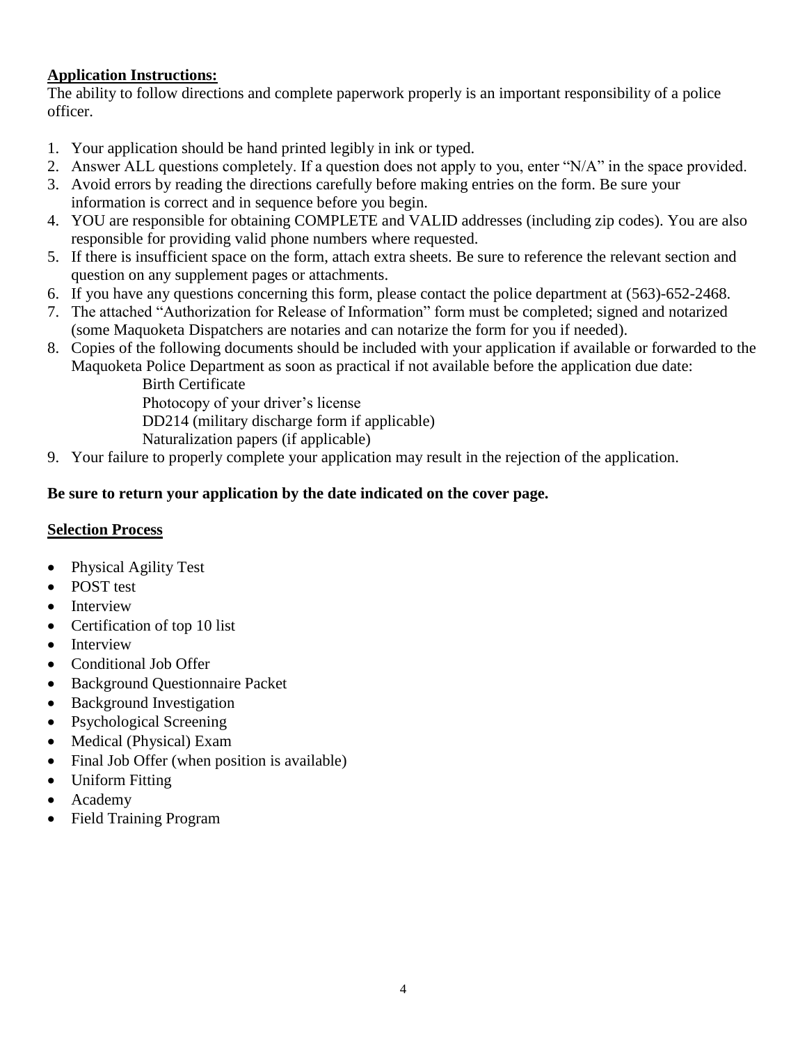**Application Instructions:**

The ability to follow directions and complete paperwork properly is an important responsibility of a police officer.

1. Your application should be hand printed legibly in ink or typed.
2. Answer ALL questions completely. If a question does not apply to you, enter "N/A" in the space provided.
3. Avoid errors by reading the directions carefully before making entries on the form. Be sure your information is correct and in sequence before you begin.
4. YOU are responsible for obtaining COMPLETE and VALID addresses (including zip codes). You are also responsible for providing valid phone numbers where requested.
5. If there is insufficient space on the form, attach extra sheets. Be sure to reference the relevant section and question on any supplement pages or attachments.
6. If you have any questions concerning this form, please contact the police department at (563)-652-2468.
7. The attached "Authorization for Release of Information" form must be completed; signed and notarized (some Maquoketa Dispatchers are notaries and can notarize the form for you if needed).
8. Copies of the following documents should be included with your application if available or forwarded to the Maquoketa Police Department as soon as practical if not available before the application due date:
   - Birth Certificate
   - Photocopy of your driver's license
   - DD214 (military discharge form if applicable)
   - Naturalization papers (if applicable)
9. Your failure to properly complete your application may result in the rejection of the application.

**Be sure to return your application by the date indicated on the cover page.**

**Selection Process**

- Physical Agility Test
- POST test
- Interview
- Certification of top 10 list
- Interview
- Conditional Job Offer
- Background Questionnaire Packet
- Background Investigation
- Psychological Screening
- Medical (Physical) Exam
- Final Job Offer (when position is available)
- Uniform Fitting
- Academy
- Field Training Program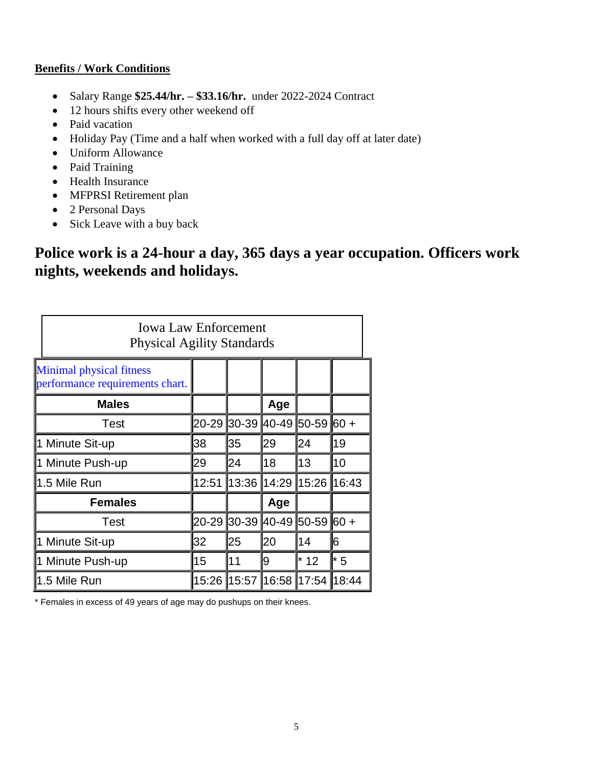**Benefits / Work Conditions**

- Salary Range **$25.44/hr. – $33.16/hr.** under 2022-2024 Contract
- 12 hours shifts every other weekend off
- Paid vacation
- Holiday Pay (Time and a half when worked with a full day off at later date)
- Uniform Allowance
- Paid Training
- Health Insurance
- MFPRSI Retirement plan
- 2 Personal Days
- Sick Leave with a buy back

## Police work is a 24-hour a day, 365 days a year occupation. Officers work nights, weekends and holidays.

| Iowa Law Enforcement Physical Agility Standards | | | | | |
|---|---|---|---|---|---|
| Minimal physical fitness performance requirements chart. | | | | | |
| **Males** | | | **Age** | | |
| Test | 20-29 | 30-39 | 40-49 | 50-59 | 60 + |
| 1 Minute Sit-up | 38 | 35 | 29 | 24 | 19 |
| 1 Minute Push-up | 29 | 24 | 18 | 13 | 10 |
| 1.5 Mile Run | 12:51 | 13:36 | 14:29 | 15:26 | 16:43 |
| **Females** | | | **Age** | | |
| Test | 20-29 | 30-39 | 40-49 | 50-59 | 60 + |
| 1 Minute Sit-up | 32 | 25 | 20 | 14 | 6 |
| 1 Minute Push-up | 15 | 11 | 9 | * 12 | * 5 |
| 1.5 Mile Run | 15:26 | 15:57 | 16:58 | 17:54 | 18:44 |

* Females in excess of 49 years of age may do pushups on their knees.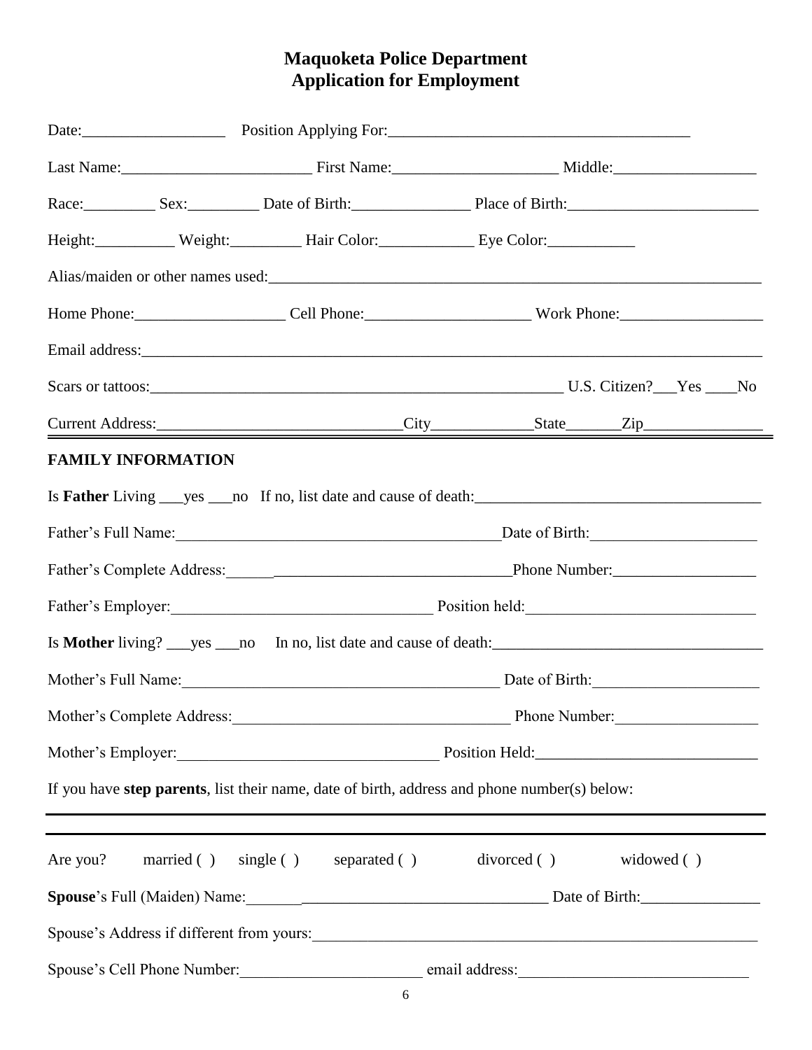# Maquoketa Police Department
## Application for Employment

Date:__________________ Position Applying For:______________________________________

Last Name:________________________ First Name:____________________ Middle:__________________

Race:_________ Sex:_________ Date of Birth:_______________ Place of Birth:________________________

Height:__________ Weight:_________ Hair Color:____________ Eye Color:___________

Alias/maiden or other names used:_______________________________________________________________

Home Phone:___________________ Cell Phone:_____________________ Work Phone:__________________

Email address:__________________________________________________________________________

Scars or tattoos:_____________________________________________________ U.S. Citizen?___Yes ____No

Current Address:_______________________________City____________State_______Zip_______________

---

### FAMILY INFORMATION

Is **Father** Living ___yes ___no If no, list date and cause of death:____________________________________

Father's Full Name:_________________________________________Date of Birth:_____________________

Father's Complete Address:______________________________________Phone Number:__________________

Father's Employer:__________________________________ Position held:_____________________________

Is **Mother** living? ___yes ___no In no, list date and cause of death:__________________________________

Mother's Full Name:________________________________________ Date of Birth:_____________________

Mother's Complete Address:____________________________________ Phone Number:__________________

Mother's Employer:_________________________________ Position Held:____________________________

If you have **step parents**, list their name, date of birth, address and phone number(s) below:

---

---

Are you? married ( ) single ( ) separated ( ) divorced ( ) widowed ( )

**Spouse**'s Full (Maiden) Name:_______________________________________ Date of Birth:_______________

Spouse's Address if different from yours:_________________________________________________________

Spouse's Cell Phone Number:_______________________ email address:_____________________________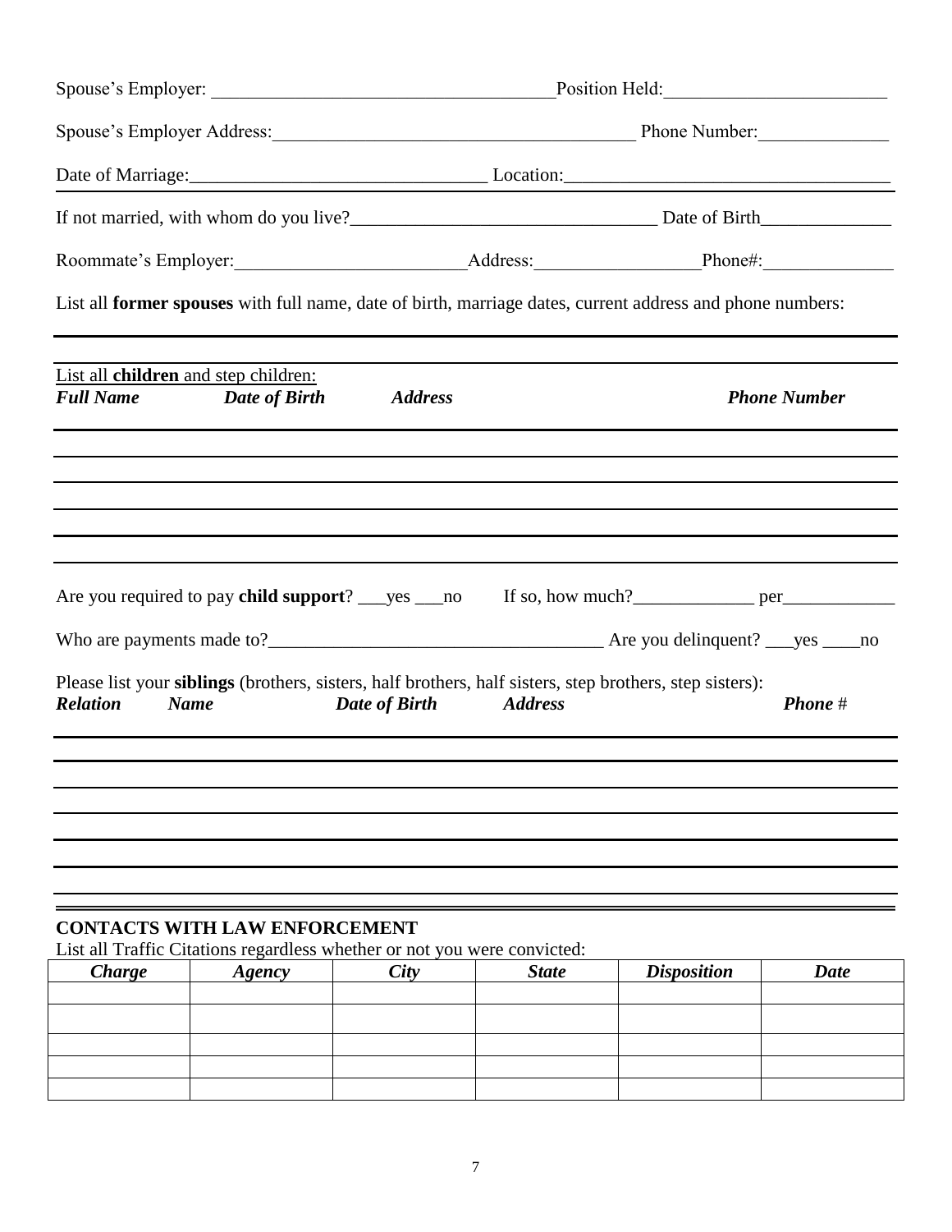Spouse's Employer: ____________________________________Position Held:________________________

Spouse's Employer Address:________________________________________ Phone Number:______________

Date of Marriage:_______________________________ Location:__________________________________

If not married, with whom do you live?________________________________ Date of Birth______________

Roommate's Employer:________________________Address:_________________Phone#:______________

List all **former spouses** with full name, date of birth, marriage dates, current address and phone numbers:

______________________________________________________________________________

List all **children** and step children:

| ***Full Name*** | ***Date of Birth*** | ***Address*** | ***Phone Number*** |
|---|---|---|---|
| | | | |
| | | | |
| | | | |
| | | | |
| | | | |
| | | | |

Are you required to pay **child support**? ___yes ___no     If so, how much?_____________ per____________

Who are payments made to?____________________________________ Are you delinquent? ___yes ____no

Please list your **siblings** (brothers, sisters, half brothers, half sisters, step brothers, step sisters):

| ***Relation*** | ***Name*** | ***Date of Birth*** | ***Address*** | ***Phone*** # |
|---|---|---|---|---|
| | | | | |
| | | | | |
| | | | | |
| | | | | |
| | | | | |
| | | | | |
| | | | | |

**CONTACTS WITH LAW ENFORCEMENT**

List all Traffic Citations regardless whether or not you were convicted:

| *Charge* | *Agency* | *City* | *State* | *Disposition* | *Date* |
|---|---|---|---|---|---|
| | | | | | |
| | | | | | |
| | | | | | |
| | | | | | |
| | | | | | |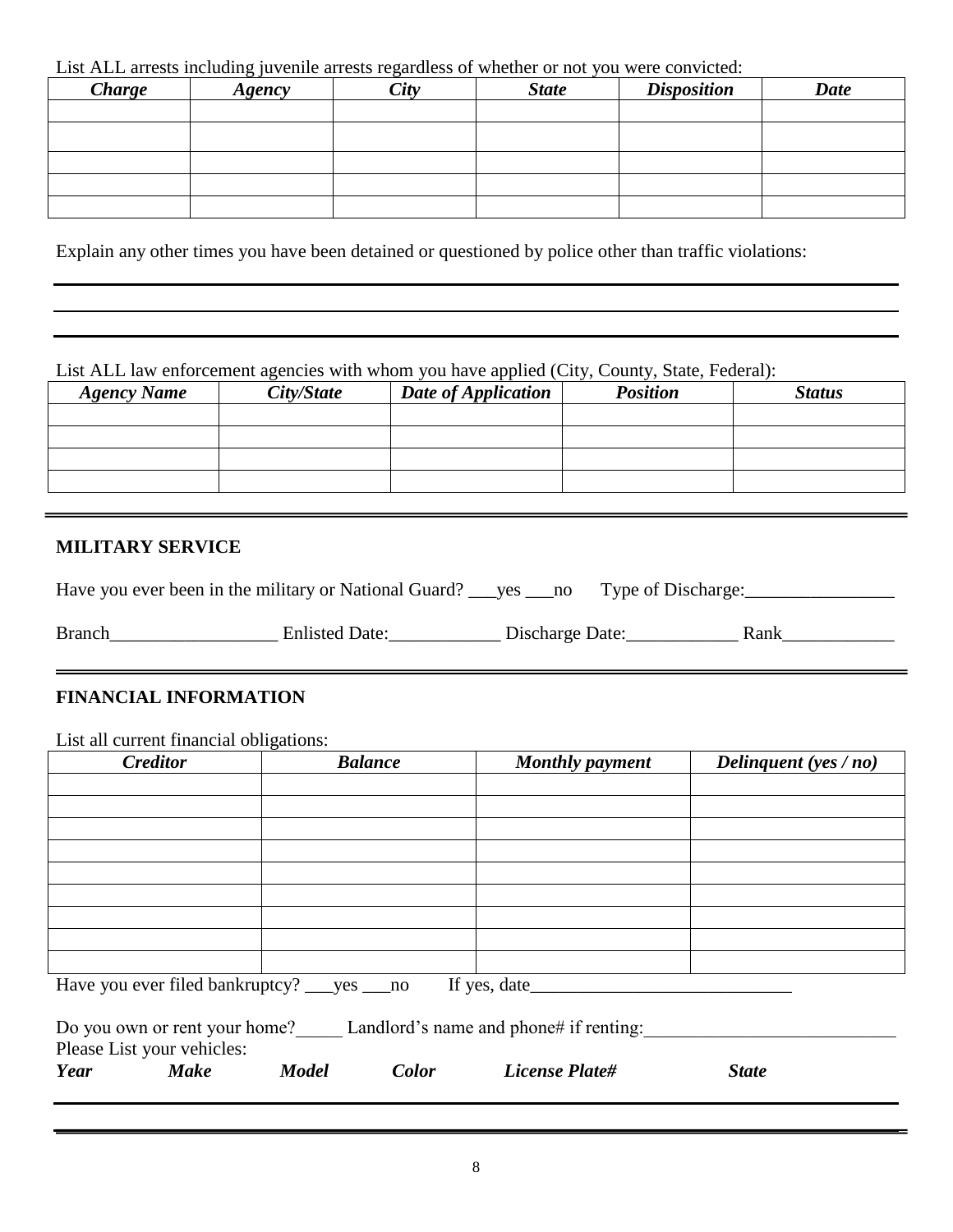List ALL arrests including juvenile arrests regardless of whether or not you were convicted:

| *Charge* | *Agency* | *City* | *State* | *Disposition* | *Date* |
|---|---|---|---|---|---|
| | | | | | |
| | | | | | |
| | | | | | |
| | | | | | |
| | | | | | |

Explain any other times you have been detained or questioned by police other than traffic violations:

______________________________________________________________________________

______________________________________________________________________________

______________________________________________________________________________

List ALL law enforcement agencies with whom you have applied (City, County, State, Federal):

| *Agency Name* | *City/State* | *Date of Application* | *Position* | *Status* |
|---|---|---|---|---|
| | | | | |
| | | | | |
| | | | | |
| | | | | |

## MILITARY SERVICE

Have you ever been in the military or National Guard? ___yes ___no Type of Discharge:________________

Branch__________________ Enlisted Date:____________ Discharge Date:____________ Rank____________

## FINANCIAL INFORMATION

List all current financial obligations:

| *Creditor* | *Balance* | *Monthly payment* | *Delinquent (yes / no)* |
|---|---|---|---|
| | | | |
| | | | |
| | | | |
| | | | |
| | | | |
| | | | |
| | | | |
| | | | |
| | | | |

Have you ever filed bankruptcy? ___yes ___no If yes, date____________________________

Do you own or rent your home?_____ Landlord's name and phone# if renting:___________________________

Please List your vehicles:

*Year* *Make* *Model* *Color* *License Plate#* *State*

______________________________________________________________________________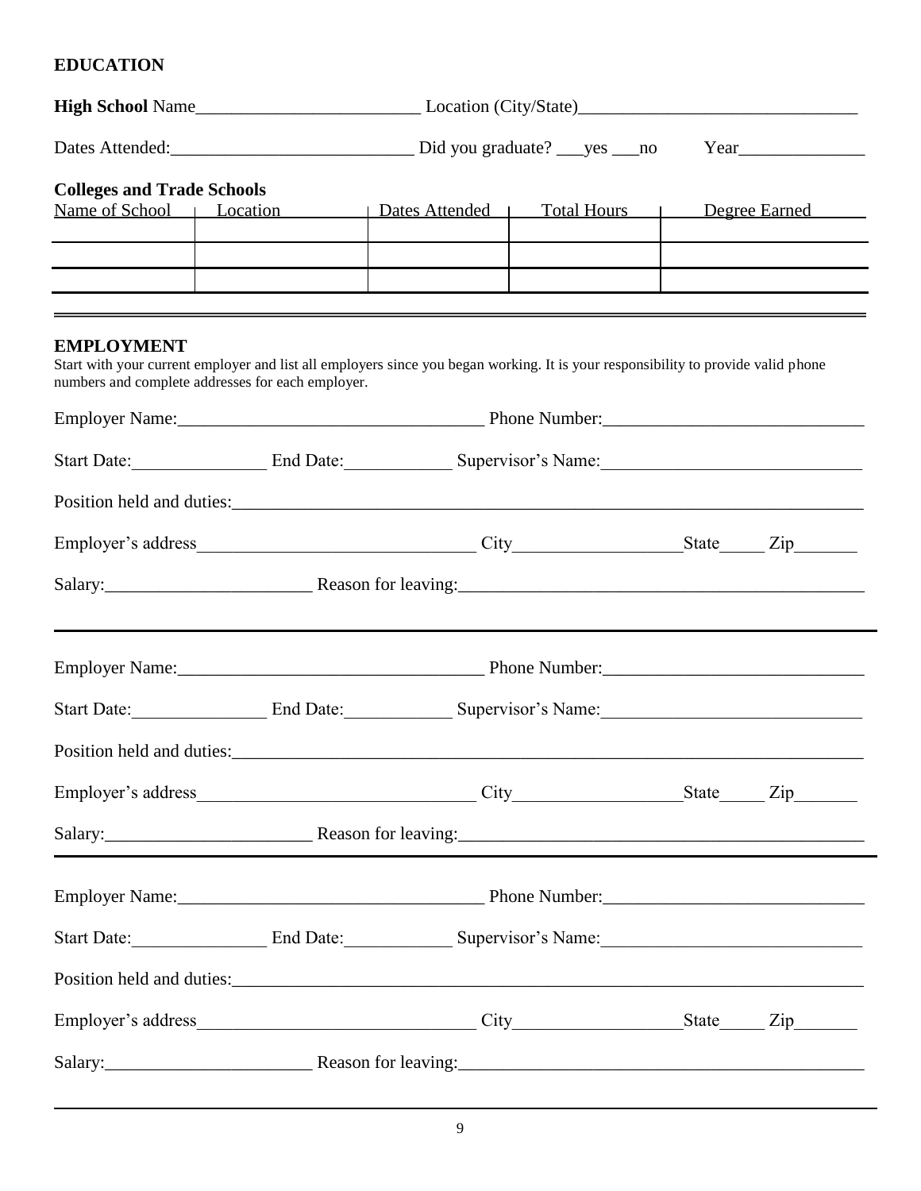## EDUCATION

**High School** Name_________________________ Location (City/State)_______________________________

Dates Attended:___________________________ Did you graduate? ___yes ___no Year______________

**Colleges and Trade Schools**

| Name of School | Location | Dates Attended | Total Hours | Degree Earned |
|---|---|---|---|---|
| | | | | |
| | | | | |
| | | | | |

## EMPLOYMENT

Start with your current employer and list all employers since you began working. It is your responsibility to provide valid phone numbers and complete addresses for each employer.

Employer Name:__________________________________ Phone Number:____________________________

Start Date:_______________ End Date:____________ Supervisor's Name:____________________________

Position held and duties:__________________________________________________________________________

Employer's address______________________________ City__________________State_____ Zip_______

Salary:_______________________ Reason for leaving:_____________________________________________

---

Employer Name:__________________________________ Phone Number:____________________________

Start Date:_______________ End Date:____________ Supervisor's Name:____________________________

Position held and duties:__________________________________________________________________________

Employer's address______________________________ City__________________State_____ Zip_______

Salary:_______________________ Reason for leaving:_____________________________________________

---

Employer Name:__________________________________ Phone Number:____________________________

Start Date:_______________ End Date:____________ Supervisor's Name:____________________________

Position held and duties:__________________________________________________________________________

Employer's address______________________________ City__________________State_____ Zip_______

Salary:_______________________ Reason for leaving:_____________________________________________

---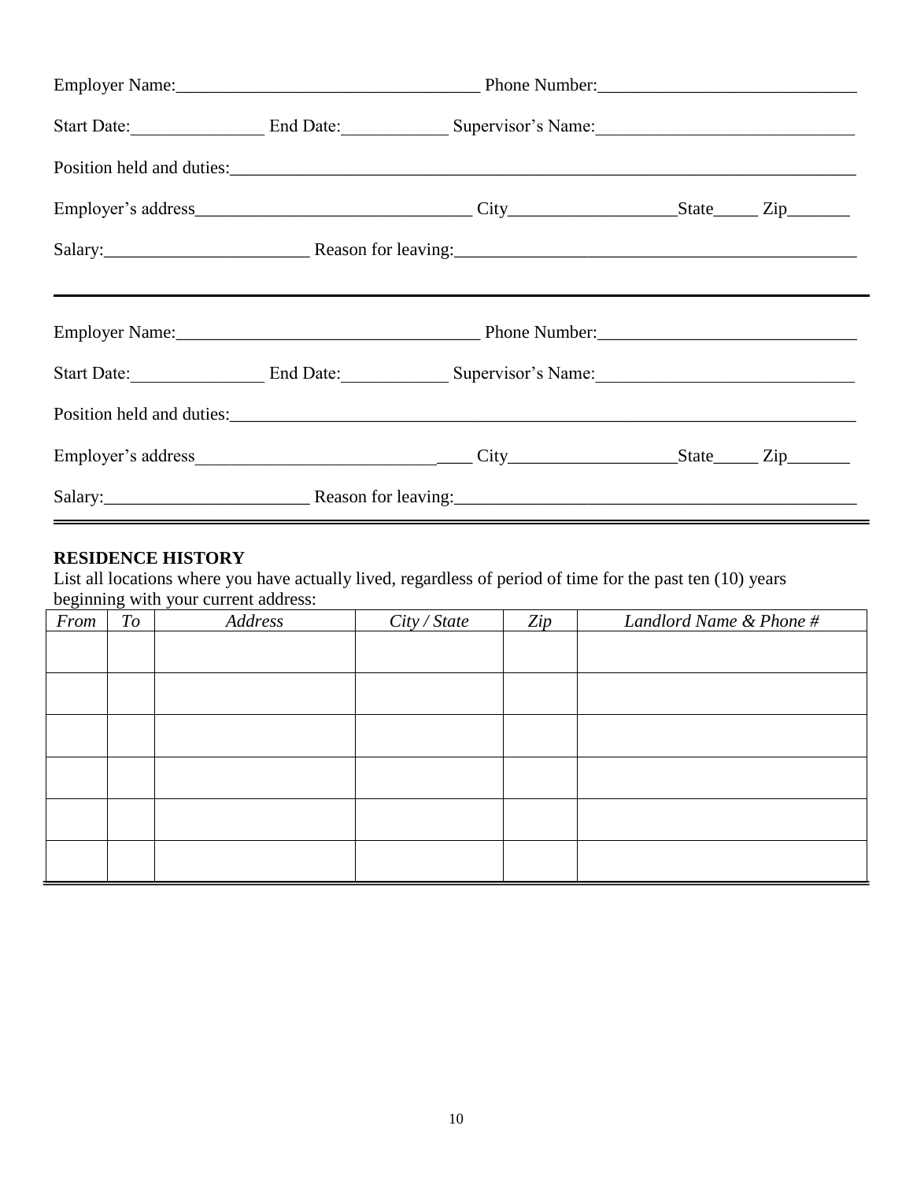Employer Name:\_\_\_\_\_\_\_\_\_\_\_\_\_\_\_\_\_\_\_\_\_\_\_\_\_\_\_\_\_\_\_\_\_\_ Phone Number:\_\_\_\_\_\_\_\_\_\_\_\_\_\_\_\_\_\_\_\_\_\_\_\_\_\_\_\_\_

Start Date:\_\_\_\_\_\_\_\_\_\_\_\_\_\_\_ End Date:\_\_\_\_\_\_\_\_\_\_\_\_ Supervisor's Name:\_\_\_\_\_\_\_\_\_\_\_\_\_\_\_\_\_\_\_\_\_\_\_\_\_\_\_\_\_

Position held and duties:\_\_\_\_\_\_\_\_\_\_\_\_\_\_\_\_\_\_\_\_\_\_\_\_\_\_\_\_\_\_\_\_\_\_\_\_\_\_\_\_\_\_\_\_\_\_\_\_\_\_\_\_\_\_\_\_\_\_\_\_\_\_\_\_\_\_\_\_\_\_\_

Employer's address\_\_\_\_\_\_\_\_\_\_\_\_\_\_\_\_\_\_\_\_\_\_\_\_\_\_\_\_\_\_\_ City\_\_\_\_\_\_\_\_\_\_\_\_\_\_\_\_\_\_\_State\_\_\_\_\_ Zip\_\_\_\_\_\_\_

Salary:\_\_\_\_\_\_\_\_\_\_\_\_\_\_\_\_\_\_\_\_\_\_\_ Reason for leaving:\_\_\_\_\_\_\_\_\_\_\_\_\_\_\_\_\_\_\_\_\_\_\_\_\_\_\_\_\_\_\_\_\_\_\_\_\_\_\_\_\_\_\_\_\_\_

---

Employer Name:\_\_\_\_\_\_\_\_\_\_\_\_\_\_\_\_\_\_\_\_\_\_\_\_\_\_\_\_\_\_\_\_\_\_ Phone Number:\_\_\_\_\_\_\_\_\_\_\_\_\_\_\_\_\_\_\_\_\_\_\_\_\_\_\_\_\_

Start Date:\_\_\_\_\_\_\_\_\_\_\_\_\_\_\_ End Date:\_\_\_\_\_\_\_\_\_\_\_\_ Supervisor's Name:\_\_\_\_\_\_\_\_\_\_\_\_\_\_\_\_\_\_\_\_\_\_\_\_\_\_\_\_\_

Position held and duties:\_\_\_\_\_\_\_\_\_\_\_\_\_\_\_\_\_\_\_\_\_\_\_\_\_\_\_\_\_\_\_\_\_\_\_\_\_\_\_\_\_\_\_\_\_\_\_\_\_\_\_\_\_\_\_\_\_\_\_\_\_\_\_\_\_\_\_\_\_\_\_

Employer's address\_\_\_\_\_\_\_\_\_\_\_\_\_\_\_\_\_\_\_\_\_\_\_\_\_\_\_\_\_\_\_ City\_\_\_\_\_\_\_\_\_\_\_\_\_\_\_\_\_\_\_State\_\_\_\_\_ Zip\_\_\_\_\_\_\_

Salary:\_\_\_\_\_\_\_\_\_\_\_\_\_\_\_\_\_\_\_\_\_\_\_ Reason for leaving:\_\_\_\_\_\_\_\_\_\_\_\_\_\_\_\_\_\_\_\_\_\_\_\_\_\_\_\_\_\_\_\_\_\_\_\_\_\_\_\_\_\_\_\_\_\_

---

**RESIDENCE HISTORY**

List all locations where you have actually lived, regardless of period of time for the past ten (10) years beginning with your current address:

| *From* | *To* | *Address* | *City / State* | *Zip* | *Landlord Name & Phone #* |
|---|---|---|---|---|---|
| | | | | | |
| | | | | | |
| | | | | | |
| | | | | | |
| | | | | | |
| | | | | | |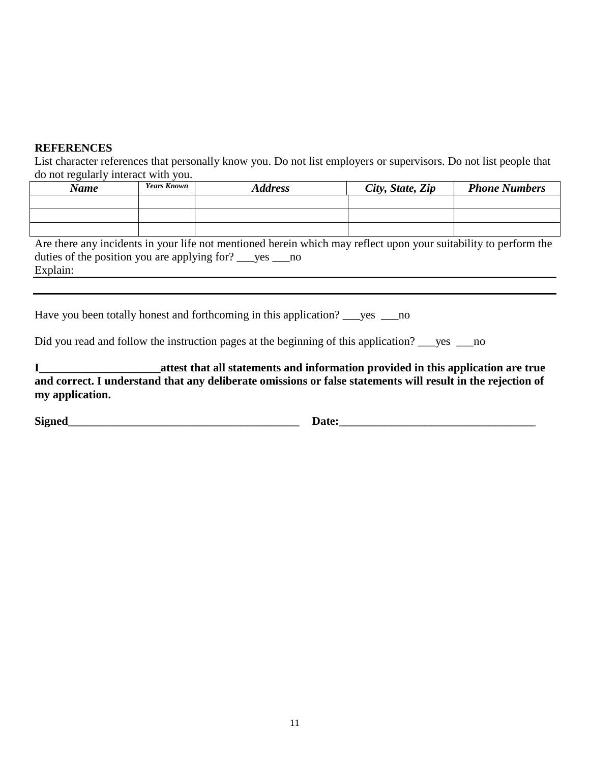**REFERENCES**

List character references that personally know you. Do not list employers or supervisors. Do not list people that do not regularly interact with you.

| *Name* | *Years Known* | *Address* | *City, State, Zip* | *Phone Numbers* |
|---|---|---|---|---|
| | | | | |
| | | | | |
| | | | | |

Are there any incidents in your life not mentioned herein which may reflect upon your suitability to perform the duties of the position you are applying for? ___yes ___no

Explain: ____________________________________________________________________________

_____________________________________________________________________________________

Have you been totally honest and forthcoming in this application? ___yes ___no

Did you read and follow the instruction pages at the beginning of this application? ___yes ___no

**I_____________________attest that all statements and information provided in this application are true and correct. I understand that any deliberate omissions or false statements will result in the rejection of my application.**

**Signed_________________________________________ Date:__________________________________**